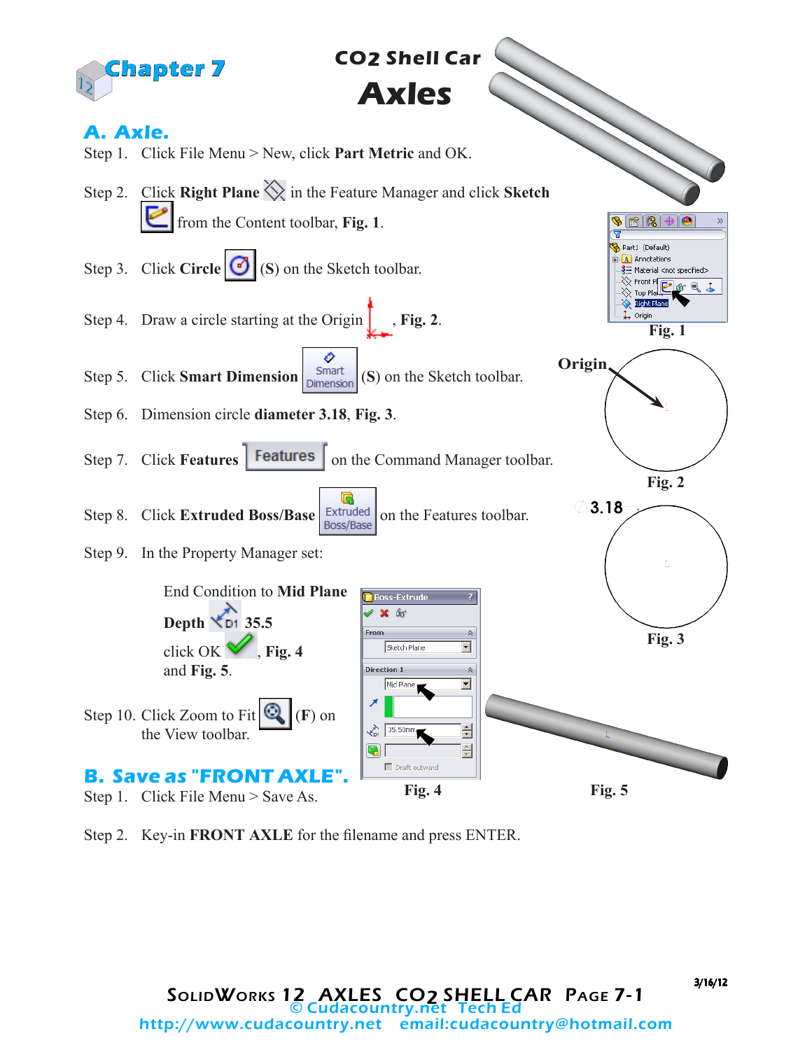# Chapter 7

## CO2 Shell Car
# Axles

## A. Axle.

Step 1. Click File Menu > New, click **Part Metric** and OK.

Step 2. Click **Right Plane** in the Feature Manager and click **Sketch** from the Content toolbar, **Fig. 1**.

Step 3. Click **Circle** (**S**) on the Sketch toolbar.

Step 4. Draw a circle starting at the Origin, **Fig. 2**.

Step 5. Click **Smart Dimension** (**S**) on the Sketch toolbar.

Step 6. Dimension circle **diameter 3.18**, **Fig. 3**.

Step 7. Click **Features** on the Command Manager toolbar.

Step 8. Click **Extruded Boss/Base** on the Features toolbar.

Step 9. In the Property Manager set:

End Condition to **Mid Plane**

**Depth** **35.5**

click OK, **Fig. 4** and **Fig. 5**.

Step 10. Click Zoom to Fit (**F**) on the View toolbar.

**Fig. 1**

Origin

**Fig. 2**

3.18

**Fig. 3**

**Fig. 4**

**Fig. 5**

## B. Save as "FRONT AXLE".

Step 1. Click File Menu > Save As.

Step 2. Key-in **FRONT AXLE** for the filename and press ENTER.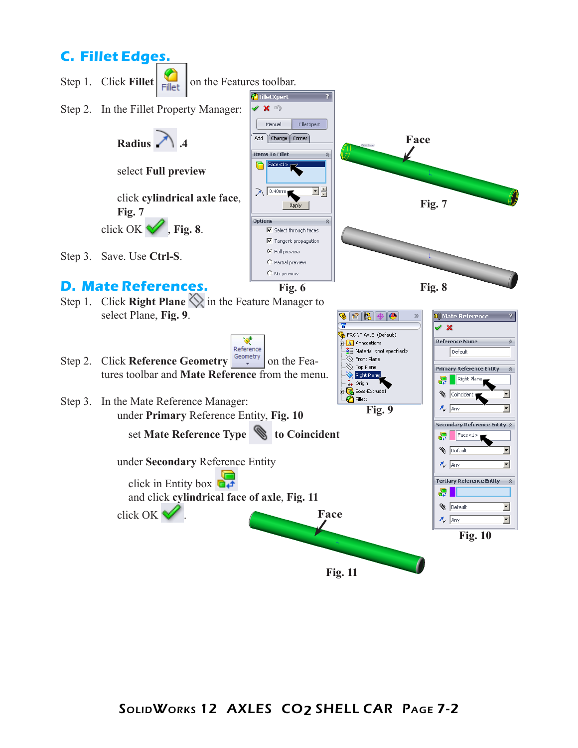## C. Fillet Edges.

Step 1. Click **Fillet** on the Features toolbar.

Step 2. In the Fillet Property Manager:

**Radius** .4

select **Full preview**

click **cylindrical axle face**, **Fig. 7**

click OK, **Fig. 8**.

Step 3. Save. Use **Ctrl-S**.

Face

Fig. 7

Fig. 6

Fig. 8

## D. Mate References.

Step 1. Click **Right Plane** in the Feature Manager to select Plane, **Fig. 9**.

Step 2. Click **Reference Geometry** on the Features toolbar and **Mate Reference** from the menu.

Step 3. In the Mate Reference Manager:

under **Primary** Reference Entity, **Fig. 10**

set **Mate Reference Type** to **Coincident**

under **Secondary** Reference Entity

click in Entity box

and click **cylindrical face of axle**, **Fig. 11**

click OK.

Fig. 9

Fig. 10

Face

Fig. 11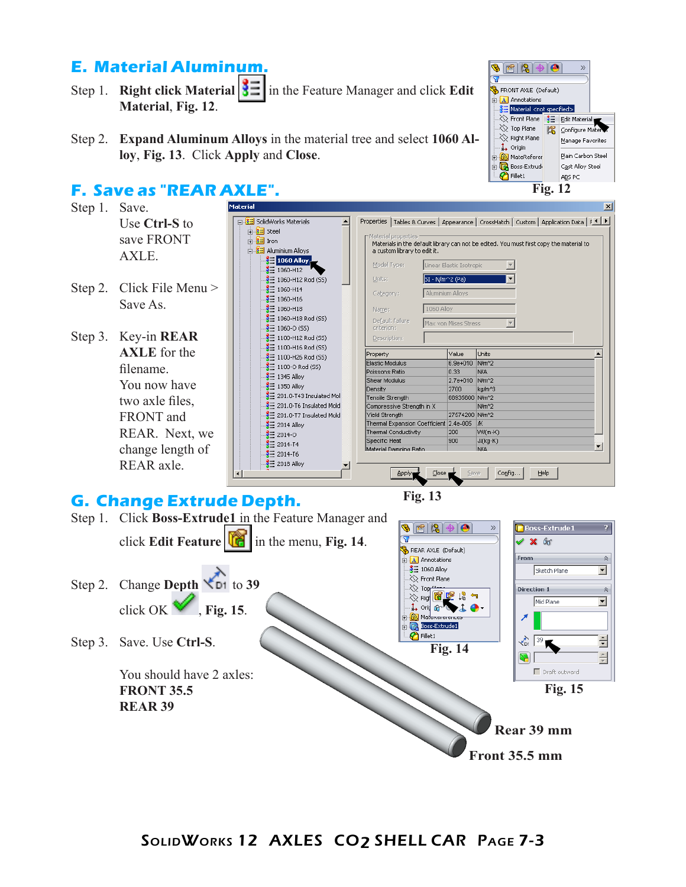## E. Material Aluminum.

Step 1. **Right click Material** in the Feature Manager and click **Edit Material**, **Fig. 12**.

Step 2. **Expand Aluminum Alloys** in the material tree and select **1060 Alloy**, **Fig. 13**. Click **Apply** and **Close**.

**Fig. 12**

## F. Save as "REAR AXLE".

Step 1. Save. Use Ctrl-S to save FRONT AXLE.

Step 2. Click File Menu > Save As.

Step 3. Key-in **REAR AXLE** for the filename. You now have two axle files, FRONT and REAR. Next, we change length of REAR axle.

**Fig. 13**

## G. Change Extrude Depth.

Step 1. Click **Boss-Extrude1** in the Feature Manager and click **Edit Feature** in the menu, **Fig. 14**.

Step 2. Change **Depth** to **39** click OK, **Fig. 15**.

Step 3. Save. Use **Ctrl-S**.

You should have 2 axles:
**FRONT 35.5**
**REAR 39**

**Fig. 14**

**Fig. 15**

**Rear 39 mm**

**Front 35.5 mm**